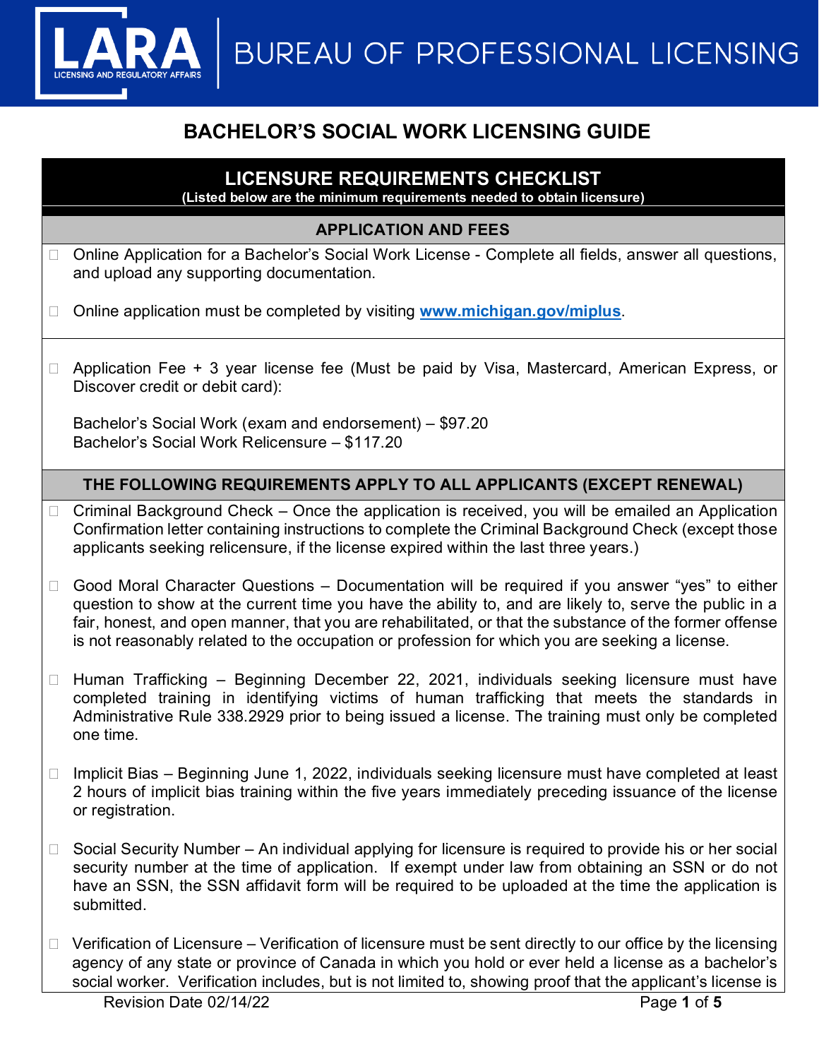LARA LICENSING AND REGULATORY AFFAIRS | BUREAU OF PROFESSIONAL LICENSING

# BACHELOR'S SOCIAL WORK LICENSING GUIDE

## LICENSURE REQUIREMENTS CHECKLIST

**(Listed below are the minimum requirements needed to obtain licensure)**

### APPLICATION AND FEES

- ☐ Online Application for a Bachelor's Social Work License - Complete all fields, answer all questions, and upload any supporting documentation.

- ☐ Online application must be completed by visiting **www.michigan.gov/miplus**.

- ☐ Application Fee + 3 year license fee (Must be paid by Visa, Mastercard, American Express, or Discover credit or debit card):

  Bachelor's Social Work (exam and endorsement) – $97.20
  Bachelor's Social Work Relicensure – $117.20

### THE FOLLOWING REQUIREMENTS APPLY TO ALL APPLICANTS (EXCEPT RENEWAL)

- ☐ Criminal Background Check – Once the application is received, you will be emailed an Application Confirmation letter containing instructions to complete the Criminal Background Check (except those applicants seeking relicensure, if the license expired within the last three years.)

- ☐ Good Moral Character Questions – Documentation will be required if you answer "yes" to either question to show at the current time you have the ability to, and are likely to, serve the public in a fair, honest, and open manner, that you are rehabilitated, or that the substance of the former offense is not reasonably related to the occupation or profession for which you are seeking a license.

- ☐ Human Trafficking – Beginning December 22, 2021, individuals seeking licensure must have completed training in identifying victims of human trafficking that meets the standards in Administrative Rule 338.2929 prior to being issued a license. The training must only be completed one time.

- ☐ Implicit Bias – Beginning June 1, 2022, individuals seeking licensure must have completed at least 2 hours of implicit bias training within the five years immediately preceding issuance of the license or registration.

- ☐ Social Security Number – An individual applying for licensure is required to provide his or her social security number at the time of application. If exempt under law from obtaining an SSN or do not have an SSN, the SSN affidavit form will be required to be uploaded at the time the application is submitted.

- ☐ Verification of Licensure – Verification of licensure must be sent directly to our office by the licensing agency of any state or province of Canada in which you hold or ever held a license as a bachelor's social worker. Verification includes, but is not limited to, showing proof that the applicant's license is

Revision Date 02/14/22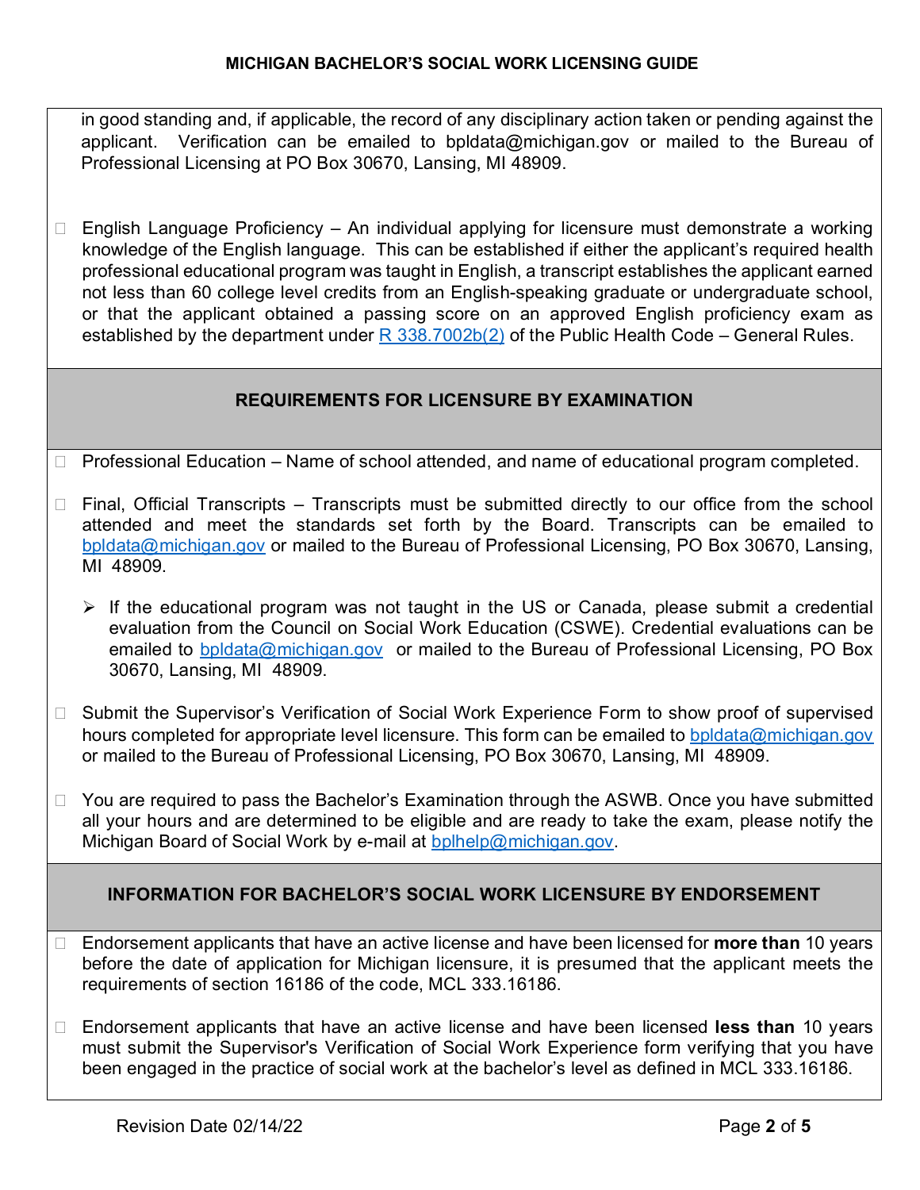in good standing and, if applicable, the record of any disciplinary action taken or pending against the applicant. Verification can be emailed to bpldata@michigan.gov or mailed to the Bureau of Professional Licensing at PO Box 30670, Lansing, MI 48909.

- English Language Proficiency – An individual applying for licensure must demonstrate a working knowledge of the English language. This can be established if either the applicant's required health professional educational program was taught in English, a transcript establishes the applicant earned not less than 60 college level credits from an English-speaking graduate or undergraduate school, or that the applicant obtained a passing score on an approved English proficiency exam as established by the department under R 338.7002b(2) of the Public Health Code – General Rules.

## REQUIREMENTS FOR LICENSURE BY EXAMINATION

- Professional Education – Name of school attended, and name of educational program completed.

- Final, Official Transcripts – Transcripts must be submitted directly to our office from the school attended and meet the standards set forth by the Board. Transcripts can be emailed to bpldata@michigan.gov or mailed to the Bureau of Professional Licensing, PO Box 30670, Lansing, MI 48909.

  - If the educational program was not taught in the US or Canada, please submit a credential evaluation from the Council on Social Work Education (CSWE). Credential evaluations can be emailed to bpldata@michigan.gov or mailed to the Bureau of Professional Licensing, PO Box 30670, Lansing, MI 48909.

- Submit the Supervisor's Verification of Social Work Experience Form to show proof of supervised hours completed for appropriate level licensure. This form can be emailed to bpldata@michigan.gov or mailed to the Bureau of Professional Licensing, PO Box 30670, Lansing, MI 48909.

- You are required to pass the Bachelor's Examination through the ASWB. Once you have submitted all your hours and are determined to be eligible and are ready to take the exam, please notify the Michigan Board of Social Work by e-mail at bplhelp@michigan.gov.

## INFORMATION FOR BACHELOR'S SOCIAL WORK LICENSURE BY ENDORSEMENT

- Endorsement applicants that have an active license and have been licensed for **more than** 10 years before the date of application for Michigan licensure, it is presumed that the applicant meets the requirements of section 16186 of the code, MCL 333.16186.

- Endorsement applicants that have an active license and have been licensed **less than** 10 years must submit the Supervisor's Verification of Social Work Experience form verifying that you have been engaged in the practice of social work at the bachelor's level as defined in MCL 333.16186.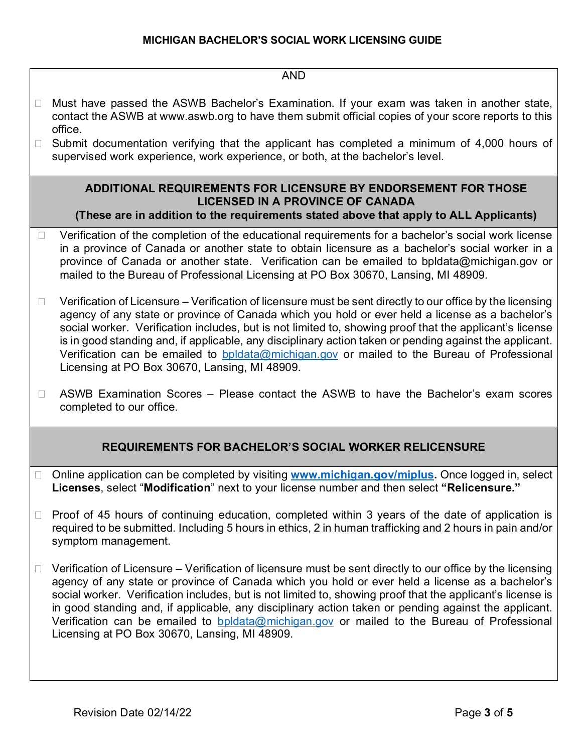AND

- Must have passed the ASWB Bachelor's Examination. If your exam was taken in another state, contact the ASWB at www.aswb.org to have them submit official copies of your score reports to this office.
- Submit documentation verifying that the applicant has completed a minimum of 4,000 hours of supervised work experience, work experience, or both, at the bachelor's level.

## ADDITIONAL REQUIREMENTS FOR LICENSURE BY ENDORSEMENT FOR THOSE LICENSED IN A PROVINCE OF CANADA

**(These are in addition to the requirements stated above that apply to ALL Applicants)**

- Verification of the completion of the educational requirements for a bachelor's social work license in a province of Canada or another state to obtain licensure as a bachelor's social worker in a province of Canada or another state. Verification can be emailed to bpldata@michigan.gov or mailed to the Bureau of Professional Licensing at PO Box 30670, Lansing, MI 48909.

- Verification of Licensure – Verification of licensure must be sent directly to our office by the licensing agency of any state or province of Canada which you hold or ever held a license as a bachelor's social worker. Verification includes, but is not limited to, showing proof that the applicant's license is in good standing and, if applicable, any disciplinary action taken or pending against the applicant. Verification can be emailed to bpldata@michigan.gov or mailed to the Bureau of Professional Licensing at PO Box 30670, Lansing, MI 48909.

- ASWB Examination Scores – Please contact the ASWB to have the Bachelor's exam scores completed to our office.

## REQUIREMENTS FOR BACHELOR'S SOCIAL WORKER RELICENSURE

- Online application can be completed by visiting **www.michigan.gov/miplus.** Once logged in, select **Licenses**, select "**Modification**" next to your license number and then select **"Relicensure."**

- Proof of 45 hours of continuing education, completed within 3 years of the date of application is required to be submitted. Including 5 hours in ethics, 2 in human trafficking and 2 hours in pain and/or symptom management.

- Verification of Licensure – Verification of licensure must be sent directly to our office by the licensing agency of any state or province of Canada which you hold or ever held a license as a bachelor's social worker. Verification includes, but is not limited to, showing proof that the applicant's license is in good standing and, if applicable, any disciplinary action taken or pending against the applicant. Verification can be emailed to bpldata@michigan.gov or mailed to the Bureau of Professional Licensing at PO Box 30670, Lansing, MI 48909.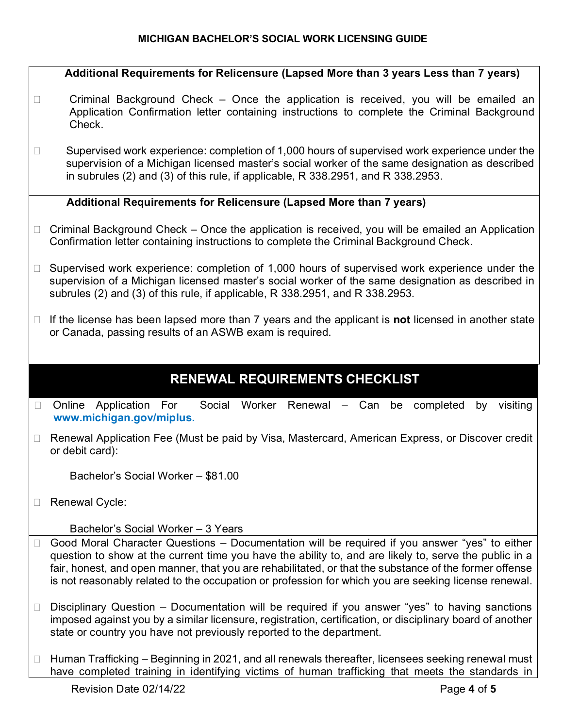### Additional Requirements for Relicensure (Lapsed More than 3 years Less than 7 years)

- Criminal Background Check – Once the application is received, you will be emailed an Application Confirmation letter containing instructions to complete the Criminal Background Check.
- Supervised work experience: completion of 1,000 hours of supervised work experience under the supervision of a Michigan licensed master's social worker of the same designation as described in subrules (2) and (3) of this rule, if applicable, R 338.2951, and R 338.2953.

### Additional Requirements for Relicensure (Lapsed More than 7 years)

- Criminal Background Check – Once the application is received, you will be emailed an Application Confirmation letter containing instructions to complete the Criminal Background Check.
- Supervised work experience: completion of 1,000 hours of supervised work experience under the supervision of a Michigan licensed master's social worker of the same designation as described in subrules (2) and (3) of this rule, if applicable, R 338.2951, and R 338.2953.
- If the license has been lapsed more than 7 years and the applicant is **not** licensed in another state or Canada, passing results of an ASWB exam is required.

## RENEWAL REQUIREMENTS CHECKLIST

- Online Application For Social Worker Renewal – Can be completed by visiting **www.michigan.gov/miplus**.
- Renewal Application Fee (Must be paid by Visa, Mastercard, American Express, or Discover credit or debit card):

  Bachelor's Social Worker – $81.00

- Renewal Cycle:

  Bachelor's Social Worker – 3 Years

- Good Moral Character Questions – Documentation will be required if you answer "yes" to either question to show at the current time you have the ability to, and are likely to, serve the public in a fair, honest, and open manner, that you are rehabilitated, or that the substance of the former offense is not reasonably related to the occupation or profession for which you are seeking license renewal.
- Disciplinary Question – Documentation will be required if you answer "yes" to having sanctions imposed against you by a similar licensure, registration, certification, or disciplinary board of another state or country you have not previously reported to the department.
- Human Trafficking – Beginning in 2021, and all renewals thereafter, licensees seeking renewal must have completed training in identifying victims of human trafficking that meets the standards in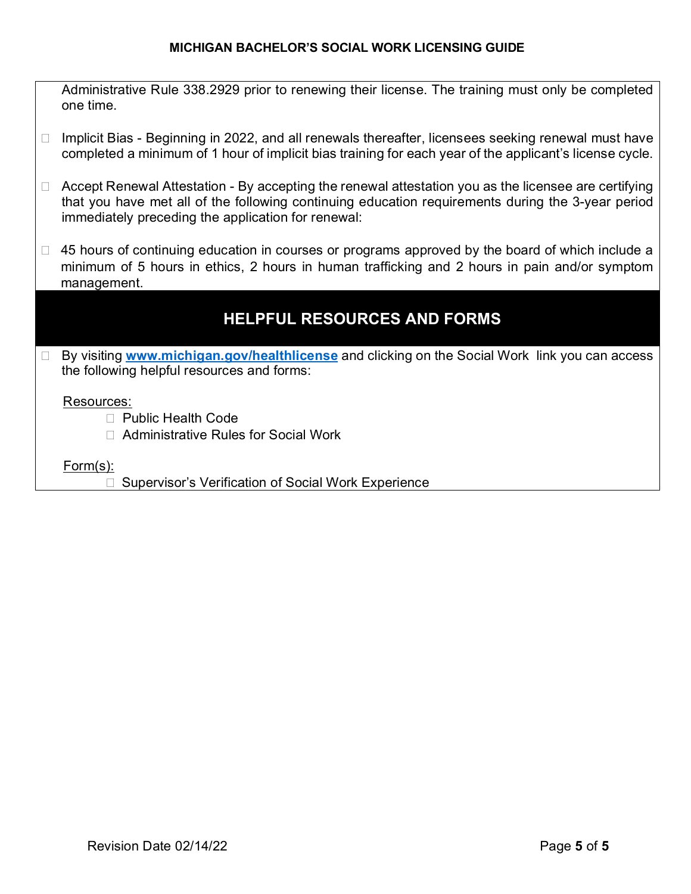Administrative Rule 338.2929 prior to renewing their license. The training must only be completed one time.

- Implicit Bias - Beginning in 2022, and all renewals thereafter, licensees seeking renewal must have completed a minimum of 1 hour of implicit bias training for each year of the applicant's license cycle.

- Accept Renewal Attestation - By accepting the renewal attestation you as the licensee are certifying that you have met all of the following continuing education requirements during the 3-year period immediately preceding the application for renewal:

- 45 hours of continuing education in courses or programs approved by the board of which include a minimum of 5 hours in ethics, 2 hours in human trafficking and 2 hours in pain and/or symptom management.

## HELPFUL RESOURCES AND FORMS

- By visiting **[www.michigan.gov/healthlicense](http://www.michigan.gov/healthlicense)** and clicking on the Social Work link you can access the following helpful resources and forms:

  Resources:
  - Public Health Code
  - Administrative Rules for Social Work

  Form(s):
  - Supervisor's Verification of Social Work Experience

Revision Date 02/14/22